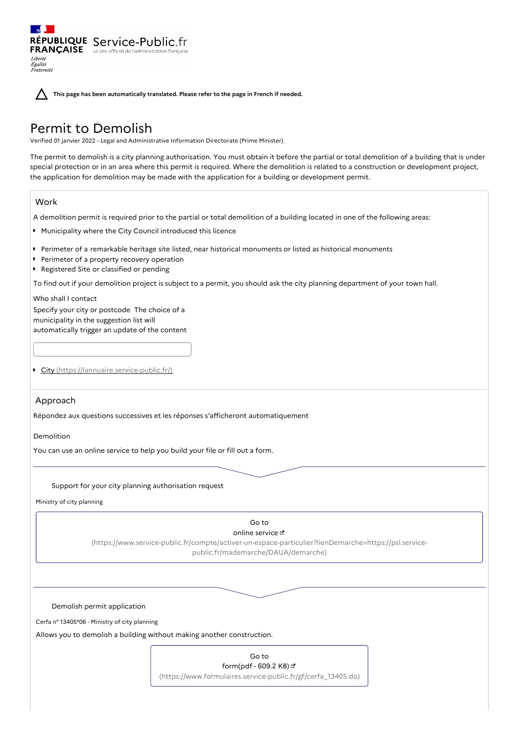RÉPUBLIQUE FRANÇAISE Service-Public.fr
Le site officiel de l'administration française

*Liberté Égalité Fraternité*

**This page has been automatically translated. Please refer to the page in French if needed.**

# Permit to Demolish

Verified 01 janvier 2022 - Legal and Administrative Information Directorate (Prime Minister)

The permit to demolish is a city planning authorisation. You must obtain it before the partial or total demolition of a building that is under special protection or in an area where this permit is required. Where the demolition is related to a construction or development project, the application for demolition may be made with the application for a building or development permit.

## Work

A demolition permit is required prior to the partial or total demolition of a building located in one of the following areas:

- Municipality where the City Council introduced this licence
- Perimeter of a remarkable heritage site listed, near historical monuments or listed as historical monuments
- Perimeter of a property recovery operation
- Registered Site or classified or pending

To find out if your demolition project is subject to a permit, you should ask the city planning department of your town hall.

Who shall I contact

Specify your city or postcode The choice of a municipality in the suggestion list will automatically trigger an update of the content

- City (https://lannuaire.service-public.fr/)

## Approach

Répondez aux questions successives et les réponses s'afficheront automatiquement

Demolition

You can use an online service to help you build your file or fill out a form.

Support for your city planning authorisation request

Ministry of city planning

Go to online service (https://www.service-public.fr/compte/activer-un-espace-particulier?lienDemarche=https://psl.service-public.fr/mademarche/DAUA/demarche)

Demolish permit application

Cerfa n° 13405*06 - Ministry of city planning

Allows you to demolish a building without making another construction.

Go to form(pdf - 609.2 KB) (https://www.formulaires.service-public.fr/gf/cerfa_13405.do)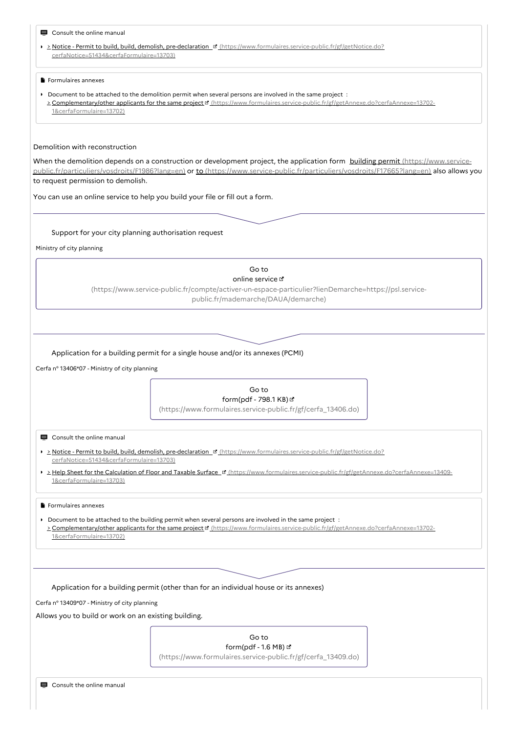Consult the online manual

- [> Notice - Permit to build, build, demolish, pre-declaration (https://www.formulaires.service-public.fr/gf/getNotice.do?cerfaNotice=51434&cerfaFormulaire=13703)](https://www.formulaires.service-public.fr/gf/getNotice.do?cerfaNotice=51434&cerfaFormulaire=13703)

Formulaires annexes

- Document to be attached to the demolition permit when several persons are involved in the same project :
  [> Complementary/other applicants for the same project (https://www.formulaires.service-public.fr/gf/getAnnexe.do?cerfaAnnexe=13702-1&cerfaFormulaire=13702)](https://www.formulaires.service-public.fr/gf/getAnnexe.do?cerfaAnnexe=13702-1&cerfaFormulaire=13702)

Demolition with reconstruction

When the demolition depends on a construction or development project, the application form [building permit (https://www.service-public.fr/particuliers/vosdroits/F1986?lang=en)](https://www.service-public.fr/particuliers/vosdroits/F1986?lang=en) or [to (https://www.service-public.fr/particuliers/vosdroits/F17665?lang=en)](https://www.service-public.fr/particuliers/vosdroits/F17665?lang=en) also allows you to request permission to demolish.

You can use an online service to help you build your file or fill out a form.

---

Support for your city planning authorisation request

Ministry of city planning

Go to
online service
(https://www.service-public.fr/compte/activer-un-espace-particulier?lienDemarche=https://psl.service-public.fr/mademarche/DAUA/demarche)

---

Application for a building permit for a single house and/or its annexes (PCMI)

Cerfa n° 13406*07 - Ministry of city planning

Go to
form(pdf - 798.1 KB)
(https://www.formulaires.service-public.fr/gf/cerfa_13406.do)

Consult the online manual

- [> Notice - Permit to build, build, demolish, pre-declaration (https://www.formulaires.service-public.fr/gf/getNotice.do?cerfaNotice=51434&cerfaFormulaire=13703)](https://www.formulaires.service-public.fr/gf/getNotice.do?cerfaNotice=51434&cerfaFormulaire=13703)
- [> Help Sheet for the Calculation of Floor and Taxable Surface (https://www.formulaires.service-public.fr/gf/getAnnexe.do?cerfaAnnexe=13409-1&cerfaFormulaire=13703)](https://www.formulaires.service-public.fr/gf/getAnnexe.do?cerfaAnnexe=13409-1&cerfaFormulaire=13703)

Formulaires annexes

- Document to be attached to the building permit when several persons are involved in the same project :
  [> Complementary/other applicants for the same project (https://www.formulaires.service-public.fr/gf/getAnnexe.do?cerfaAnnexe=13702-1&cerfaFormulaire=13702)](https://www.formulaires.service-public.fr/gf/getAnnexe.do?cerfaAnnexe=13702-1&cerfaFormulaire=13702)

---

Application for a building permit (other than for an individual house or its annexes)

Cerfa n° 13409*07 - Ministry of city planning

Allows you to build or work on an existing building.

Go to
form(pdf - 1.6 MB)
(https://www.formulaires.service-public.fr/gf/cerfa_13409.do)

Consult the online manual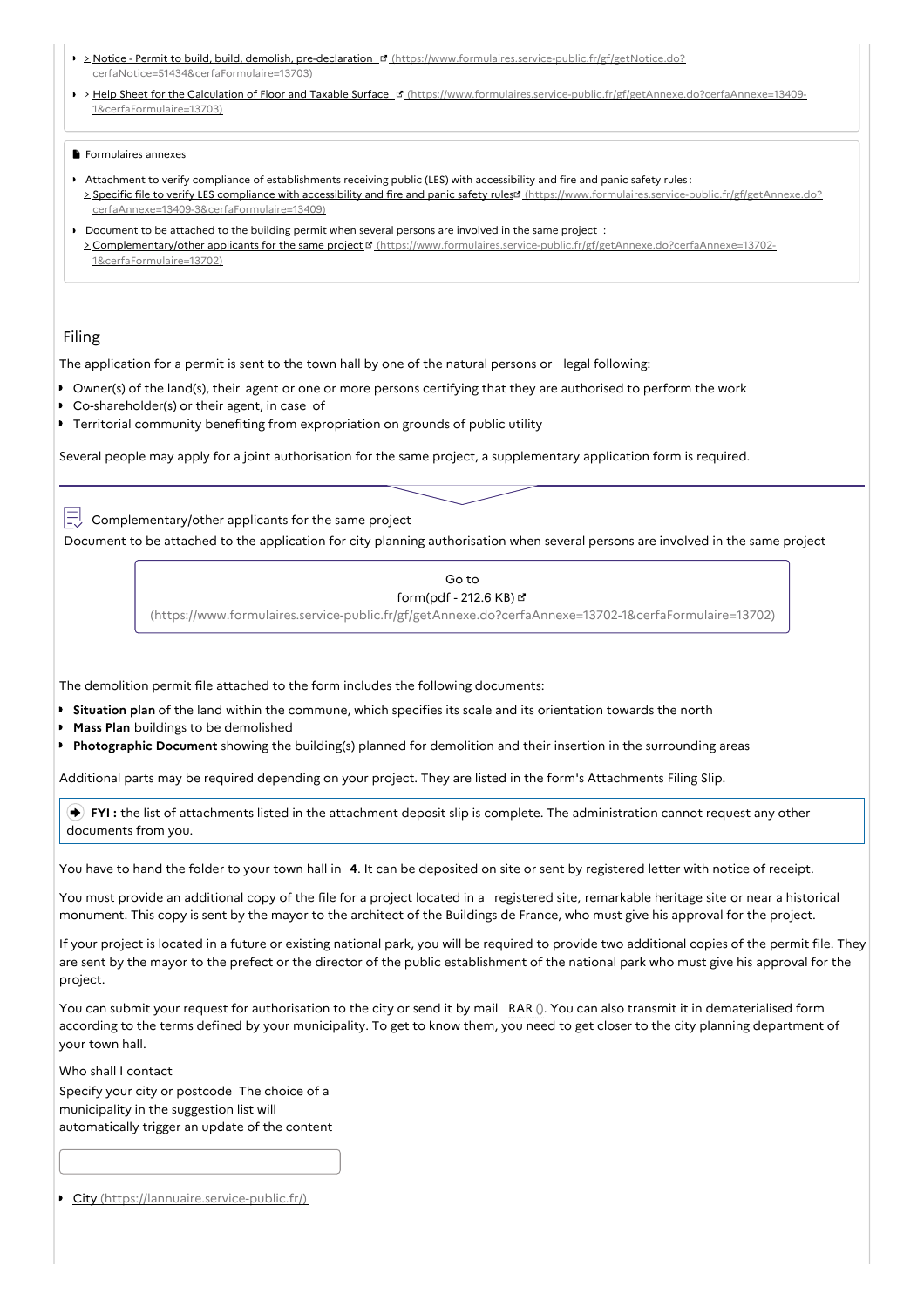- > Notice - Permit to build, build, demolish, pre-declaration (https://www.formulaires.service-public.fr/gf/getNotice.do?cerfaNotice=51434&cerfaFormulaire=13703)
- > Help Sheet for the Calculation of Floor and Taxable Surface (https://www.formulaires.service-public.fr/gf/getAnnexe.do?cerfaAnnexe=13409-1&cerfaFormulaire=13703)

Formulaires annexes

- Attachment to verify compliance of establishments receiving public (LES) with accessibility and fire and panic safety rules :
  > Specific file to verify LES compliance with accessibility and fire and panic safety rules (https://www.formulaires.service-public.fr/gf/getAnnexe.do?cerfaAnnexe=13409-3&cerfaFormulaire=13409)
- Document to be attached to the building permit when several persons are involved in the same project :
  > Complementary/other applicants for the same project (https://www.formulaires.service-public.fr/gf/getAnnexe.do?cerfaAnnexe=13702-1&cerfaFormulaire=13702)

## Filing

The application for a permit is sent to the town hall by one of the natural persons or legal following:

- Owner(s) of the land(s), their agent or one or more persons certifying that they are authorised to perform the work
- Co-shareholder(s) or their agent, in case of
- Territorial community benefiting from expropriation on grounds of public utility

Several people may apply for a joint authorisation for the same project, a supplementary application form is required.

Complementary/other applicants for the same project

Document to be attached to the application for city planning authorisation when several persons are involved in the same project

Go to form(pdf - 212.6 KB) (https://www.formulaires.service-public.fr/gf/getAnnexe.do?cerfaAnnexe=13702-1&cerfaFormulaire=13702)

The demolition permit file attached to the form includes the following documents:

- **Situation plan** of the land within the commune, which specifies its scale and its orientation towards the north
- **Mass Plan** buildings to be demolished
- **Photographic Document** showing the building(s) planned for demolition and their insertion in the surrounding areas

Additional parts may be required depending on your project. They are listed in the form's Attachments Filing Slip.

**FYI :** the list of attachments listed in the attachment deposit slip is complete. The administration cannot request any other documents from you.

You have to hand the folder to your town hall in **4**. It can be deposited on site or sent by registered letter with notice of receipt.

You must provide an additional copy of the file for a project located in a registered site, remarkable heritage site or near a historical monument. This copy is sent by the mayor to the architect of the Buildings de France, who must give his approval for the project.

If your project is located in a future or existing national park, you will be required to provide two additional copies of the permit file. They are sent by the mayor to the prefect or the director of the public establishment of the national park who must give his approval for the project.

You can submit your request for authorisation to the city or send it by mail RAR (). You can also transmit it in dematerialised form according to the terms defined by your municipality. To get to know them, you need to get closer to the city planning department of your town hall.

Who shall I contact

Specify your city or postcode The choice of a municipality in the suggestion list will automatically trigger an update of the content

- City (https://lannuaire.service-public.fr/)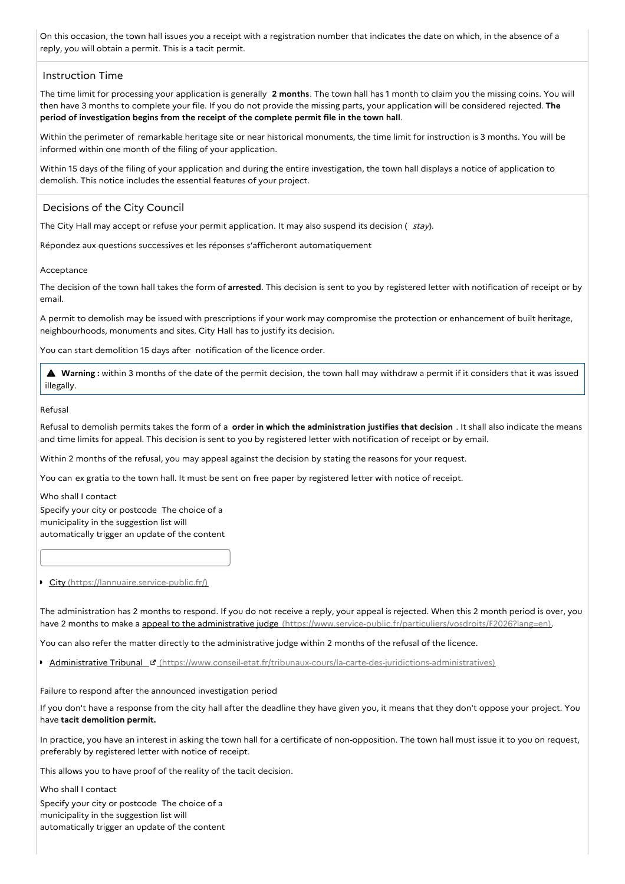On this occasion, the town hall issues you a receipt with a registration number that indicates the date on which, in the absence of a reply, you will obtain a permit. This is a tacit permit.

## Instruction Time

The time limit for processing your application is generally **2 months**. The town hall has 1 month to claim you the missing coins. You will then have 3 months to complete your file. If you do not provide the missing parts, your application will be considered rejected. **The period of investigation begins from the receipt of the complete permit file in the town hall**.

Within the perimeter of remarkable heritage site or near historical monuments, the time limit for instruction is 3 months. You will be informed within one month of the filing of your application.

Within 15 days of the filing of your application and during the entire investigation, the town hall displays a notice of application to demolish. This notice includes the essential features of your project.

## Decisions of the City Council

The City Hall may accept or refuse your permit application. It may also suspend its decision ( *stay*).

Répondez aux questions successives et les réponses s'afficheront automatiquement

Acceptance

The decision of the town hall takes the form of **arrested**. This decision is sent to you by registered letter with notification of receipt or by email.

A permit to demolish may be issued with prescriptions if your work may compromise the protection or enhancement of built heritage, neighbourhoods, monuments and sites. City Hall has to justify its decision.

You can start demolition 15 days after notification of the licence order.

> ⚠ **Warning :** within 3 months of the date of the permit decision, the town hall may withdraw a permit if it considers that it was issued illegally.

Refusal

Refusal to demolish permits takes the form of a **order in which the administration justifies that decision** . It shall also indicate the means and time limits for appeal. This decision is sent to you by registered letter with notification of receipt or by email.

Within 2 months of the refusal, you may appeal against the decision by stating the reasons for your request.

You can ex gratia to the town hall. It must be sent on free paper by registered letter with notice of receipt.

Who shall I contact

Specify your city or postcode The choice of a municipality in the suggestion list will automatically trigger an update of the content

- City (https://lannuaire.service-public.fr/)

The administration has 2 months to respond. If you do not receive a reply, your appeal is rejected. When this 2 month period is over, you have 2 months to make a appeal to the administrative judge (https://www.service-public.fr/particuliers/vosdroits/F2026?lang=en).

You can also refer the matter directly to the administrative judge within 2 months of the refusal of the licence.

- Administrative Tribunal (https://www.conseil-etat.fr/tribunaux-cours/la-carte-des-juridictions-administratives)

Failure to respond after the announced investigation period

If you don't have a response from the city hall after the deadline they have given you, it means that they don't oppose your project. You have **tacit demolition permit.**

In practice, you have an interest in asking the town hall for a certificate of non-opposition. The town hall must issue it to you on request, preferably by registered letter with notice of receipt.

This allows you to have proof of the reality of the tacit decision.

Who shall I contact

Specify your city or postcode The choice of a municipality in the suggestion list will automatically trigger an update of the content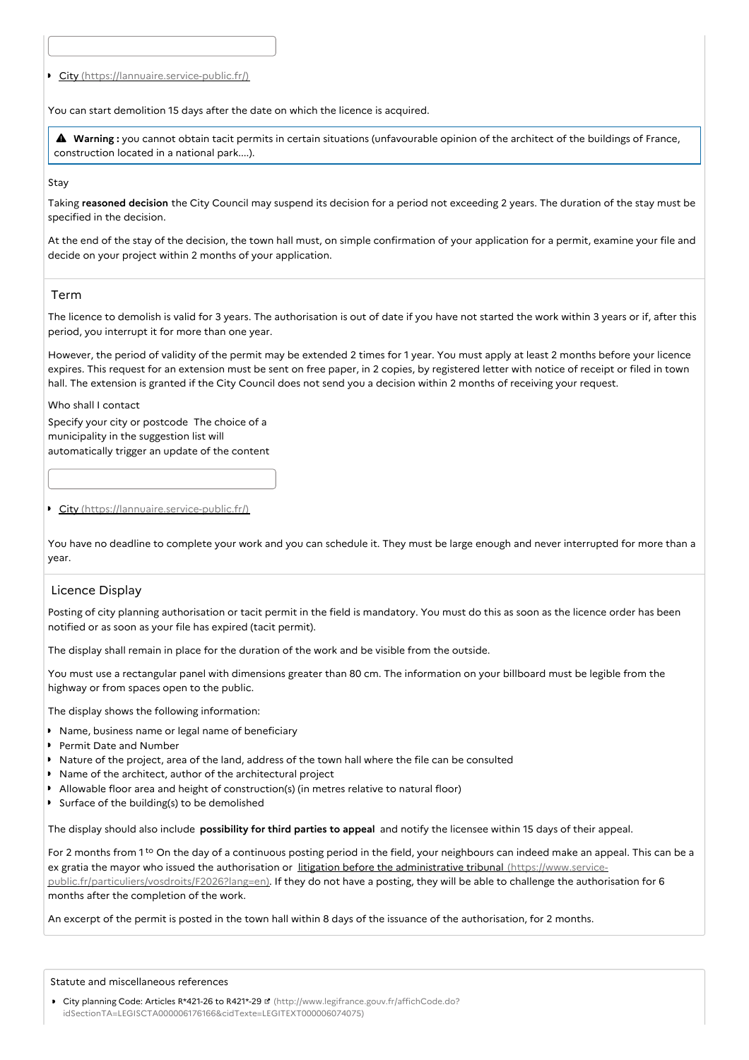- City (https://lannuaire.service-public.fr/)

You can start demolition 15 days after the date on which the licence is acquired.

> ⚠ **Warning :** you cannot obtain tacit permits in certain situations (unfavourable opinion of the architect of the buildings of France, construction located in a national park....).

Stay

Taking **reasoned decision** the City Council may suspend its decision for a period not exceeding 2 years. The duration of the stay must be specified in the decision.

At the end of the stay of the decision, the town hall must, on simple confirmation of your application for a permit, examine your file and decide on your project within 2 months of your application.

## Term

The licence to demolish is valid for 3 years. The authorisation is out of date if you have not started the work within 3 years or if, after this period, you interrupt it for more than one year.

However, the period of validity of the permit may be extended 2 times for 1 year. You must apply at least 2 months before your licence expires. This request for an extension must be sent on free paper, in 2 copies, by registered letter with notice of receipt or filed in town hall. The extension is granted if the City Council does not send you a decision within 2 months of receiving your request.

Who shall I contact

Specify your city or postcode The choice of a municipality in the suggestion list will automatically trigger an update of the content

- City (https://lannuaire.service-public.fr/)

You have no deadline to complete your work and you can schedule it. They must be large enough and never interrupted for more than a year.

## Licence Display

Posting of city planning authorisation or tacit permit in the field is mandatory. You must do this as soon as the licence order has been notified or as soon as your file has expired (tacit permit).

The display shall remain in place for the duration of the work and be visible from the outside.

You must use a rectangular panel with dimensions greater than 80 cm. The information on your billboard must be legible from the highway or from spaces open to the public.

The display shows the following information:

- Name, business name or legal name of beneficiary
- Permit Date and Number
- Nature of the project, area of the land, address of the town hall where the file can be consulted
- Name of the architect, author of the architectural project
- Allowable floor area and height of construction(s) (in metres relative to natural floor)
- Surface of the building(s) to be demolished

The display should also include **possibility for third parties to appeal** and notify the licensee within 15 days of their appeal.

For 2 months from 1 to On the day of a continuous posting period in the field, your neighbours can indeed make an appeal. This can be a ex gratia the mayor who issued the authorisation or litigation before the administrative tribunal (https://www.service-public.fr/particuliers/vosdroits/F2026?lang=en). If they do not have a posting, they will be able to challenge the authorisation for 6 months after the completion of the work.

An excerpt of the permit is posted in the town hall within 8 days of the issuance of the authorisation, for 2 months.

Statute and miscellaneous references

- City planning Code: Articles R*421-26 to R421*-29 (http://www.legifrance.gouv.fr/affichCode.do?idSectionTA=LEGISCTA000006176166&cidTexte=LEGITEXT000006074075)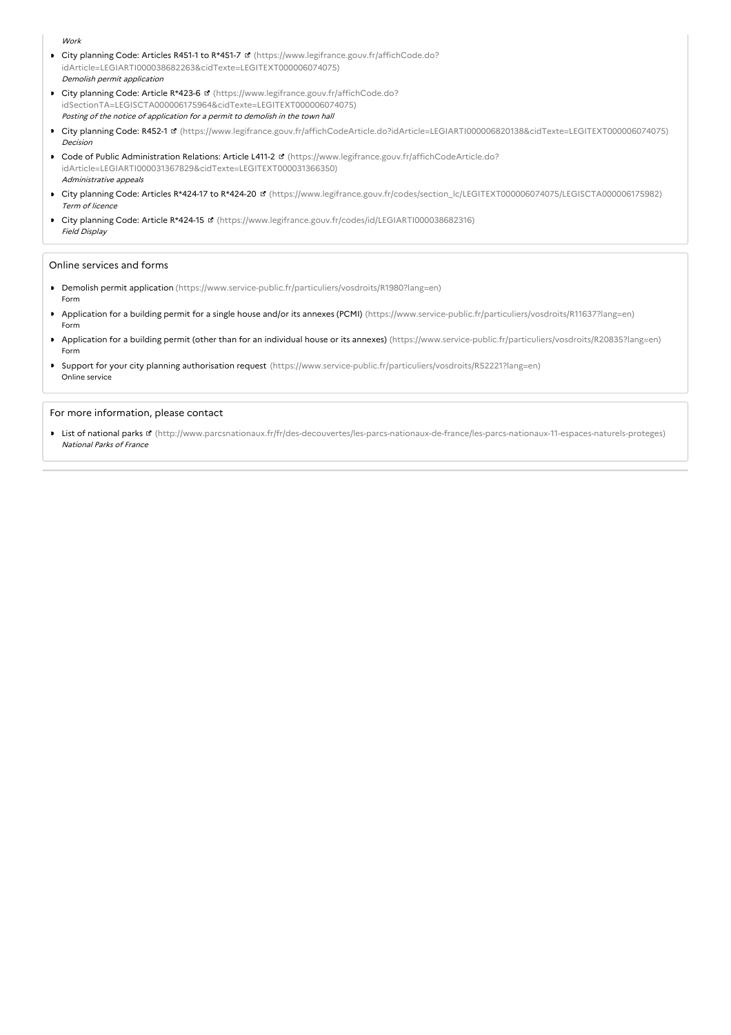*Work*

- City planning Code: Articles R451-1 to R*451-7 (https://www.legifrance.gouv.fr/affichCode.do?idArticle=LEGIARTI000038682263&cidTexte=LEGITEXT000006074075)
  *Demolish permit application*
- City planning Code: Article R*423-6 (https://www.legifrance.gouv.fr/affichCode.do?idSectionTA=LEGISCTA000006175964&cidTexte=LEGITEXT000006074075)
  *Posting of the notice of application for a permit to demolish in the town hall*
- City planning Code: R452-1 (https://www.legifrance.gouv.fr/affichCodeArticle.do?idArticle=LEGIARTI000006820138&cidTexte=LEGITEXT000006074075)
  *Decision*
- Code of Public Administration Relations: Article L411-2 (https://www.legifrance.gouv.fr/affichCodeArticle.do?idArticle=LEGIARTI000031367829&cidTexte=LEGITEXT000031366350)
  *Administrative appeals*
- City planning Code: Articles R*424-17 to R*424-20 (https://www.legifrance.gouv.fr/codes/section_lc/LEGITEXT000006074075/LEGISCTA000006175982)
  *Term of licence*
- City planning Code: Article R*424-15 (https://www.legifrance.gouv.fr/codes/id/LEGIARTI000038682316)
  *Field Display*

## Online services and forms

- Demolish permit application (https://www.service-public.fr/particuliers/vosdroits/R1980?lang=en)
  Form
- Application for a building permit for a single house and/or its annexes (PCMI) (https://www.service-public.fr/particuliers/vosdroits/R11637?lang=en)
  Form
- Application for a building permit (other than for an individual house or its annexes) (https://www.service-public.fr/particuliers/vosdroits/R20835?lang=en)
  Form
- Support for your city planning authorisation request (https://www.service-public.fr/particuliers/vosdroits/R52221?lang=en)
  Online service

## For more information, please contact

- List of national parks (http://www.parcsnationaux.fr/fr/des-decouvertes/les-parcs-nationaux-de-france/les-parcs-nationaux-11-espaces-naturels-proteges)
  *National Parks of France*